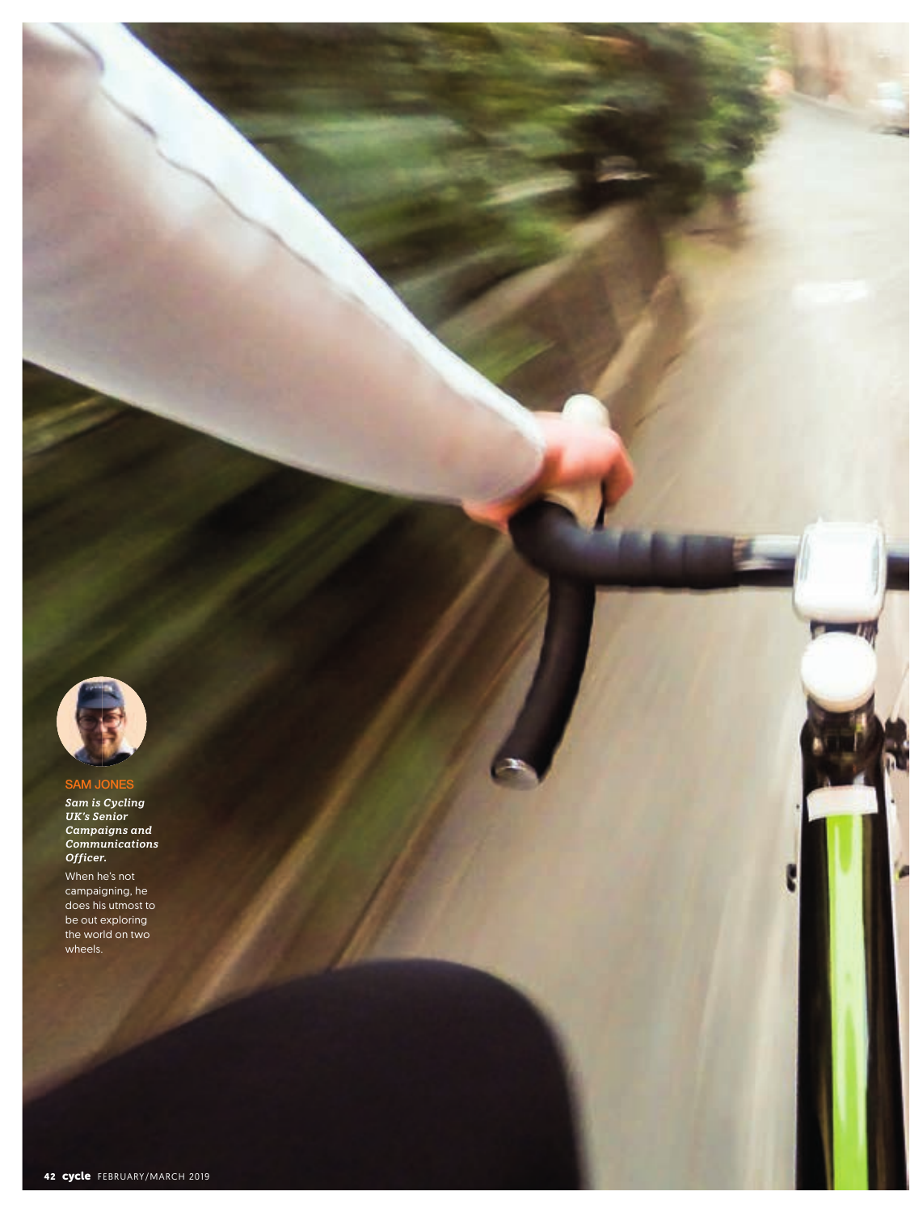SAM JONES

***Sam is Cycling UK's Senior Campaigns and Communications Officer.***

When he's not campaigning, he does his utmost to be out exploring the world on two wheels.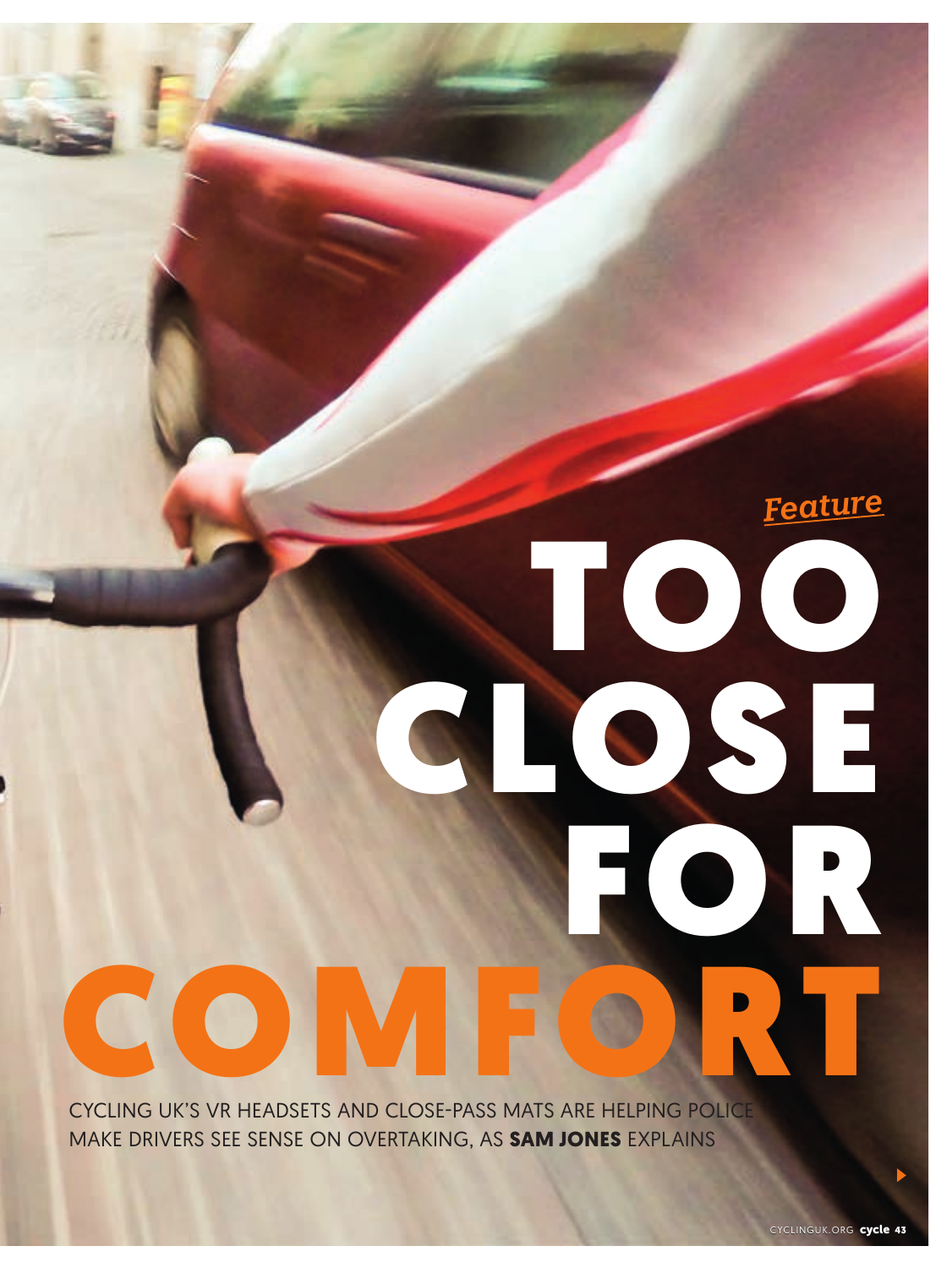*Feature*

# TOO CLOSE FOR COMFORT

CYCLING UK'S VR HEADSETS AND CLOSE-PASS MATS ARE HELPING POLICE MAKE DRIVERS SEE SENSE ON OVERTAKING, AS **SAM JONES** EXPLAINS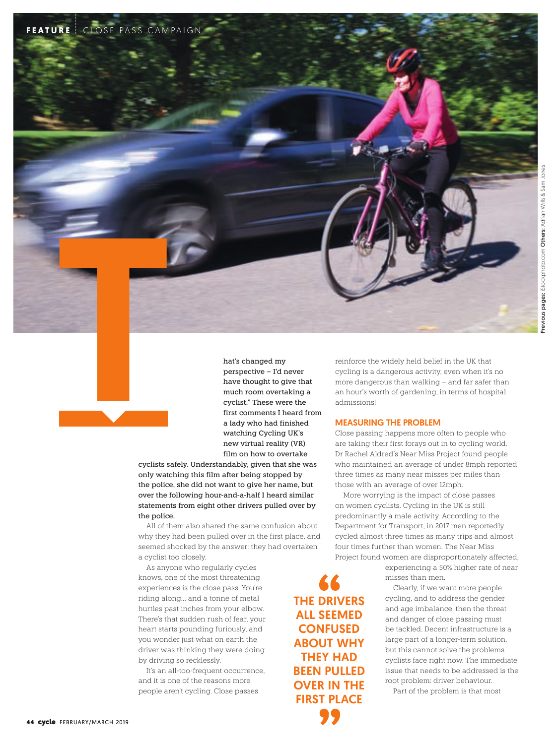"That's changed my perspective – I'd never have thought to give that much room overtaking a cyclist." These were the first comments I heard from a lady who had finished watching Cycling UK's new virtual reality (VR) film on how to overtake cyclists safely. Understandably, given that she was only watching this film after being stopped by the police, she did not want to give her name, but over the following hour-and-a-half I heard similar statements from eight other drivers pulled over by the police.

All of them also shared the same confusion about why they had been pulled over in the first place, and seemed shocked by the answer: they had overtaken a cyclist too closely.

As anyone who regularly cycles knows, one of the most threatening experiences is the close pass. You're riding along… and a tonne of metal hurtles past inches from your elbow. There's that sudden rush of fear, your heart starts pounding furiously, and you wonder just what on earth the driver was thinking they were doing by driving so recklessly.

It's an all-too-frequent occurrence, and it is one of the reasons more people aren't cycling. Close passes reinforce the widely held belief in the UK that cycling is a dangerous activity, even when it's no more dangerous than walking – and far safer than an hour's worth of gardening, in terms of hospital admissions!

> "THE DRIVERS ALL SEEMED CONFUSED ABOUT WHY THEY HAD BEEN PULLED OVER IN THE FIRST PLACE"

## MEASURING THE PROBLEM

Close passing happens more often to people who are taking their first forays out in to cycling world. Dr Rachel Aldred's Near Miss Project found people who maintained an average of under 8mph reported three times as many near misses per miles than those with an average of over 12mph.

More worrying is the impact of close passes on women cyclists. Cycling in the UK is still predominantly a male activity. According to the Department for Transport, in 2017 men reportedly cycled almost three times as many trips and almost four times further than women. The Near Miss Project found women are disproportionately affected, experiencing a 50% higher rate of near misses than men.

Clearly, if we want more people cycling, and to address the gender and age imbalance, then the threat and danger of close passing must be tackled. Decent infrastructure is a large part of a longer-term solution, but this cannot solve the problems cyclists face right now. The immediate issue that needs to be addressed is the root problem: driver behaviour.

Part of the problem is that most

Previous pages: iStockphoto.com Others: Adrian Wills & Sam Jones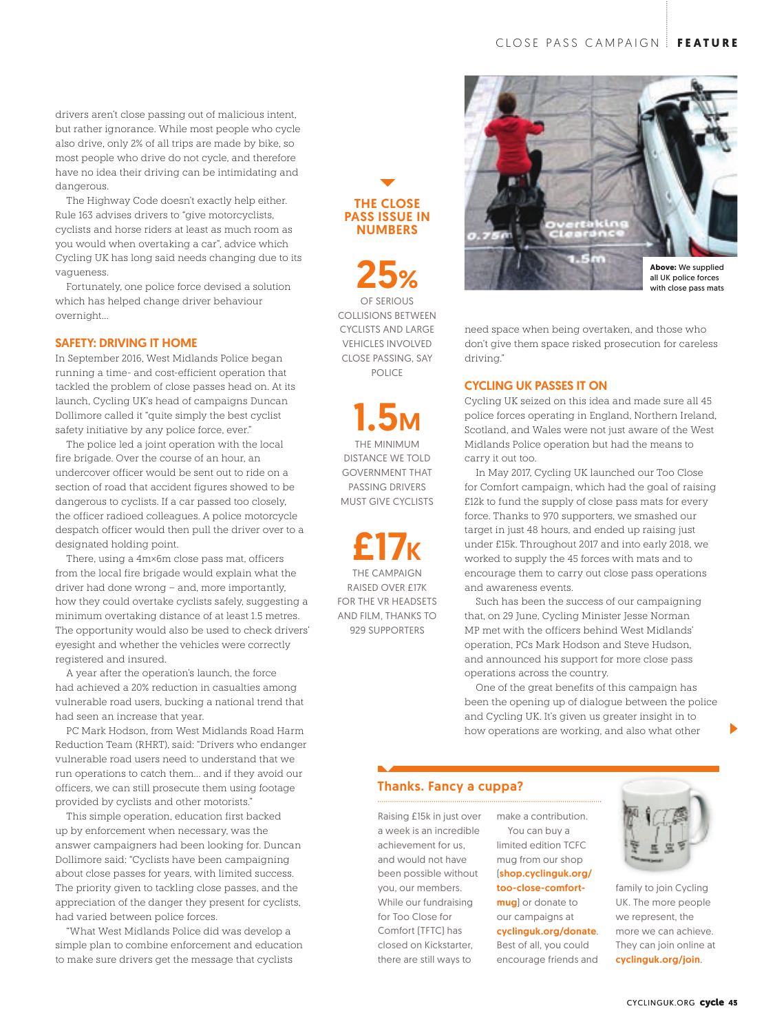drivers aren't close passing out of malicious intent, but rather ignorance. While most people who cycle also drive, only 2% of all trips are made by bike, so most people who drive do not cycle, and therefore have no idea their driving can be intimidating and dangerous.

The Highway Code doesn't exactly help either. Rule 163 advises drivers to "give motorcyclists, cyclists and horse riders at least as much room as you would when overtaking a car", advice which Cycling UK has long said needs changing due to its vagueness.

Fortunately, one police force devised a solution which has helped change driver behaviour overnight...

## SAFETY: DRIVING IT HOME

In September 2016, West Midlands Police began running a time- and cost-efficient operation that tackled the problem of close passes head on. At its launch, Cycling UK's head of campaigns Duncan Dollimore called it "quite simply the best cyclist safety initiative by any police force, ever."

The police led a joint operation with the local fire brigade. Over the course of an hour, an undercover officer would be sent out to ride on a section of road that accident figures showed to be dangerous to cyclists. If a car passed too closely, the officer radioed colleagues. A police motorcycle despatch officer would then pull the driver over to a designated holding point.

There, using a 4m×6m close pass mat, officers from the local fire brigade would explain what the driver had done wrong – and, more importantly, how they could overtake cyclists safely, suggesting a minimum overtaking distance of at least 1.5 metres. The opportunity would also be used to check drivers' eyesight and whether the vehicles were correctly registered and insured.

A year after the operation's launch, the force had achieved a 20% reduction in casualties among vulnerable road users, bucking a national trend that had seen an increase that year.

PC Mark Hodson, from West Midlands Road Harm Reduction Team (RHRT), said: "Drivers who endanger vulnerable road users need to understand that we run operations to catch them… and if they avoid our officers, we can still prosecute them using footage provided by cyclists and other motorists."

This simple operation, education first backed up by enforcement when necessary, was the answer campaigners had been looking for. Duncan Dollimore said: "Cyclists have been campaigning about close passes for years, with limited success. The priority given to tackling close passes, and the appreciation of the danger they present for cyclists, had varied between police forces.

"What West Midlands Police did was develop a simple plan to combine enforcement and education to make sure drivers get the message that cyclists need space when being overtaken, and those who don't give them space risked prosecution for careless driving."

### THE CLOSE PASS ISSUE IN NUMBERS

**25%**
OF SERIOUS COLLISIONS BETWEEN CYCLISTS AND LARGE VEHICLES INVOLVED CLOSE PASSING, SAY POLICE

**1.5M**
THE MINIMUM DISTANCE WE TOLD GOVERNMENT THAT PASSING DRIVERS MUST GIVE CYCLISTS

**£17K**
THE CAMPAIGN RAISED OVER £17K FOR THE VR HEADSETS AND FILM, THANKS TO 929 SUPPORTERS

**Above:** We supplied all UK police forces with close pass mats

## CYCLING UK PASSES IT ON

Cycling UK seized on this idea and made sure all 45 police forces operating in England, Northern Ireland, Scotland, and Wales were not just aware of the West Midlands Police operation but had the means to carry it out too.

In May 2017, Cycling UK launched our Too Close for Comfort campaign, which had the goal of raising £12k to fund the supply of close pass mats for every force. Thanks to 970 supporters, we smashed our target in just 48 hours, and ended up raising just under £15k. Throughout 2017 and into early 2018, we worked to supply the 45 forces with mats and to encourage them to carry out close pass operations and awareness events.

Such has been the success of our campaigning that, on 29 June, Cycling Minister Jesse Norman MP met with the officers behind West Midlands' operation, PCs Mark Hodson and Steve Hudson, and announced his support for more close pass operations across the country.

One of the great benefits of this campaign has been the opening up of dialogue between the police and Cycling UK. It's given us greater insight in to how operations are working, and also what other

### Thanks. Fancy a cuppa?

Raising £15k in just over a week is an incredible achievement for us, and would not have been possible without you, our members. While our fundraising for Too Close for Comfort (TFTC) has closed on Kickstarter, there are still ways to make a contribution.

You can buy a limited edition TCFC mug from our shop (**shop.cyclinguk.org/too-close-comfort-mug**) or donate to our campaigns at **cyclinguk.org/donate**. Best of all, you could encourage friends and family to join Cycling UK. The more people we represent, the more we can achieve. They can join online at **cyclinguk.org/join**.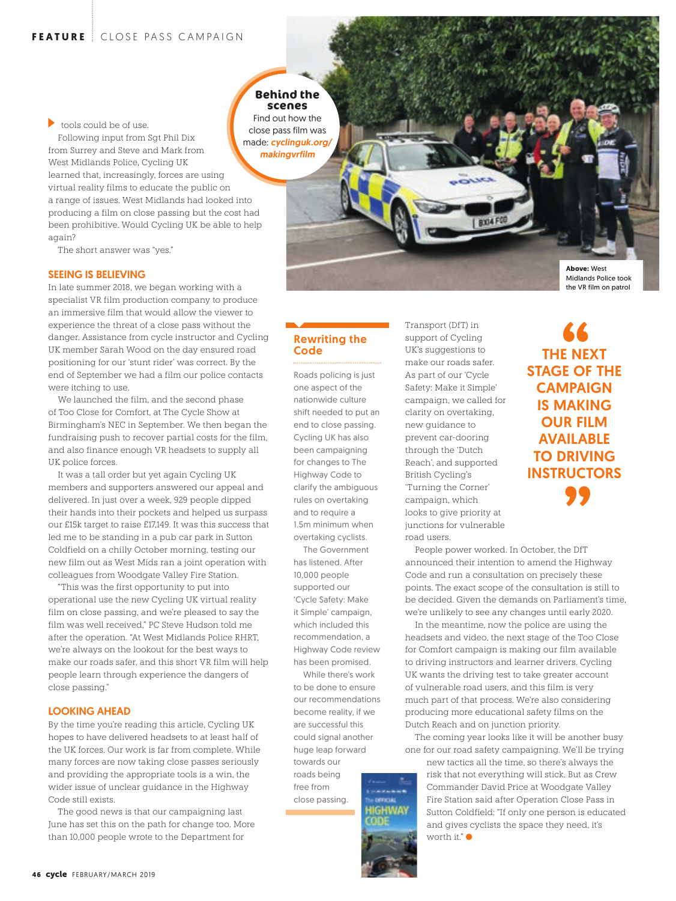tools could be of use.

Following input from Sgt Phil Dix from Surrey and Steve and Mark from West Midlands Police, Cycling UK learned that, increasingly, forces are using virtual reality films to educate the public on a range of issues. West Midlands had looked into producing a film on close passing but the cost had been prohibitive. Would Cycling UK be able to help again?

The short answer was "yes."

**Behind the scenes**
Find out how the close pass film was made: ***cyclinguk.org/makingvrfilm***

**Above:** West Midlands Police took the VR film on patrol

## SEEING IS BELIEVING

In late summer 2018, we began working with a specialist VR film production company to produce an immersive film that would allow the viewer to experience the threat of a close pass without the danger. Assistance from cycle instructor and Cycling UK member Sarah Wood on the day ensured road positioning for our 'stunt rider' was correct. By the end of September we had a film our police contacts were itching to use.

We launched the film, and the second phase of Too Close for Comfort, at The Cycle Show at Birmingham's NEC in September. We then began the fundraising push to recover partial costs for the film, and also finance enough VR headsets to supply all UK police forces.

It was a tall order but yet again Cycling UK members and supporters answered our appeal and delivered. In just over a week, 929 people dipped their hands into their pockets and helped us surpass our £15k target to raise £17,149. It was this success that led me to be standing in a pub car park in Sutton Coldfield on a chilly October morning, testing our new film out as West Mids ran a joint operation with colleagues from Woodgate Valley Fire Station.

"This was the first opportunity to put into operational use the new Cycling UK virtual reality film on close passing, and we're pleased to say the film was well received," PC Steve Hudson told me after the operation. "At West Midlands Police RHRT, we're always on the lookout for the best ways to make our roads safer, and this short VR film will help people learn through experience the dangers of close passing."

## LOOKING AHEAD

By the time you're reading this article, Cycling UK hopes to have delivered headsets to at least half of the UK forces. Our work is far from complete. While many forces are now taking close passes seriously and providing the appropriate tools is a win, the wider issue of unclear guidance in the Highway Code still exists.

The good news is that our campaigning last June has set this on the path for change too. More than 10,000 people wrote to the Department for Transport (DfT) in support of Cycling UK's suggestions to make our roads safer. As part of our 'Cycle Safety: Make it Simple' campaign, we called for clarity on overtaking, new guidance to prevent car-dooring through the 'Dutch Reach', and supported British Cycling's 'Turning the Corner' campaign, which looks to give priority at junctions for vulnerable road users.

People power worked. In October, the DfT announced their intention to amend the Highway Code and run a consultation on precisely these points. The exact scope of the consultation is still to be decided. Given the demands on Parliament's time, we're unlikely to see any changes until early 2020.

In the meantime, now the police are using the headsets and video, the next stage of the Too Close for Comfort campaign is making our film available to driving instructors and learner drivers. Cycling UK wants the driving test to take greater account of vulnerable road users, and this film is very much part of that process. We're also considering producing more educational safety films on the Dutch Reach and on junction priority.

The coming year looks like it will be another busy one for our road safety campaigning. We'll be trying new tactics all the time, so there's always the risk that not everything will stick. But as Crew Commander David Price at Woodgate Valley Fire Station said after Operation Close Pass in Sutton Coldfield: "If only one person is educated and gives cyclists the space they need, it's worth it." ●

> "THE NEXT STAGE OF THE CAMPAIGN IS MAKING OUR FILM AVAILABLE TO DRIVING INSTRUCTORS"

### Rewriting the Code

Roads policing is just one aspect of the nationwide culture shift needed to put an end to close passing. Cycling UK has also been campaigning for changes to The Highway Code to clarify the ambiguous rules on overtaking and to require a 1.5m minimum when overtaking cyclists.

The Government has listened. After 10,000 people supported our 'Cycle Safety: Make it Simple' campaign, which included this recommendation, a Highway Code review has been promised.

While there's work to be done to ensure our recommendations become reality, if we are successful this could signal another huge leap forward towards our roads being free from close passing.